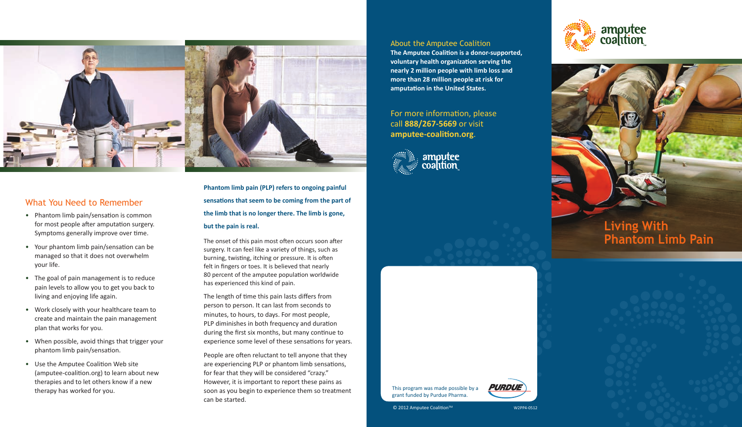## What You Need to Remember

- Phantom limb pain/sensation is common for most people after amputation surgery. Symptoms generally improve over time.
- Your phantom limb pain/sensation can be managed so that it does not overwhelm your life.
- The goal of pain management is to reduce pain levels to allow you to get you back to living and enjoying life again.
- Work closely with your healthcare team to create and maintain the pain management plan that works for you.
- When possible, avoid things that trigger your phantom limb pain/sensation.
- Use the Amputee Coalition Web site (amputee-coalition.org) to learn about new therapies and to let others know if a new therapy has worked for you.

**Phantom limb pain (PLP) refers to ongoing painful sensations that seem to be coming from the part of the limb that is no longer there. The limb is gone, but the pain is real.**

The onset of this pain most often occurs soon after surgery. It can feel like a variety of things, such as burning, twisting, itching or pressure. It is often felt in fingers or toes. It is believed that nearly 80 percent of the amputee population worldwide has experienced this kind of pain.

The length of time this pain lasts differs from person to person. It can last from seconds to minutes, to hours, to days. For most people, PLP diminishes in both frequency and duration during the first six months, but many continue to experience some level of these sensations for years.

People are often reluctant to tell anyone that they are experiencing PLP or phantom limb sensations, for fear that they will be considered "crazy." However, it is important to report these pains as soon as you begin to experience them so treatment can be started.

## About the Amputee Coalition

**The Amputee Coalition is a donor-supported, voluntary health organization serving the nearly 2 million people with limb loss and more than 28 million people at risk for amputation in the United States.**

For more information, please call **888/267-5669** or visit **amputee-coalition.org**.

amputee coalition

This program was made possible by a grant funded by Purdue Pharma.

PURDUE

© 2012 Amputee Coalition™

W2PP4-0512

amputee coalition

# Living With Phantom Limb Pain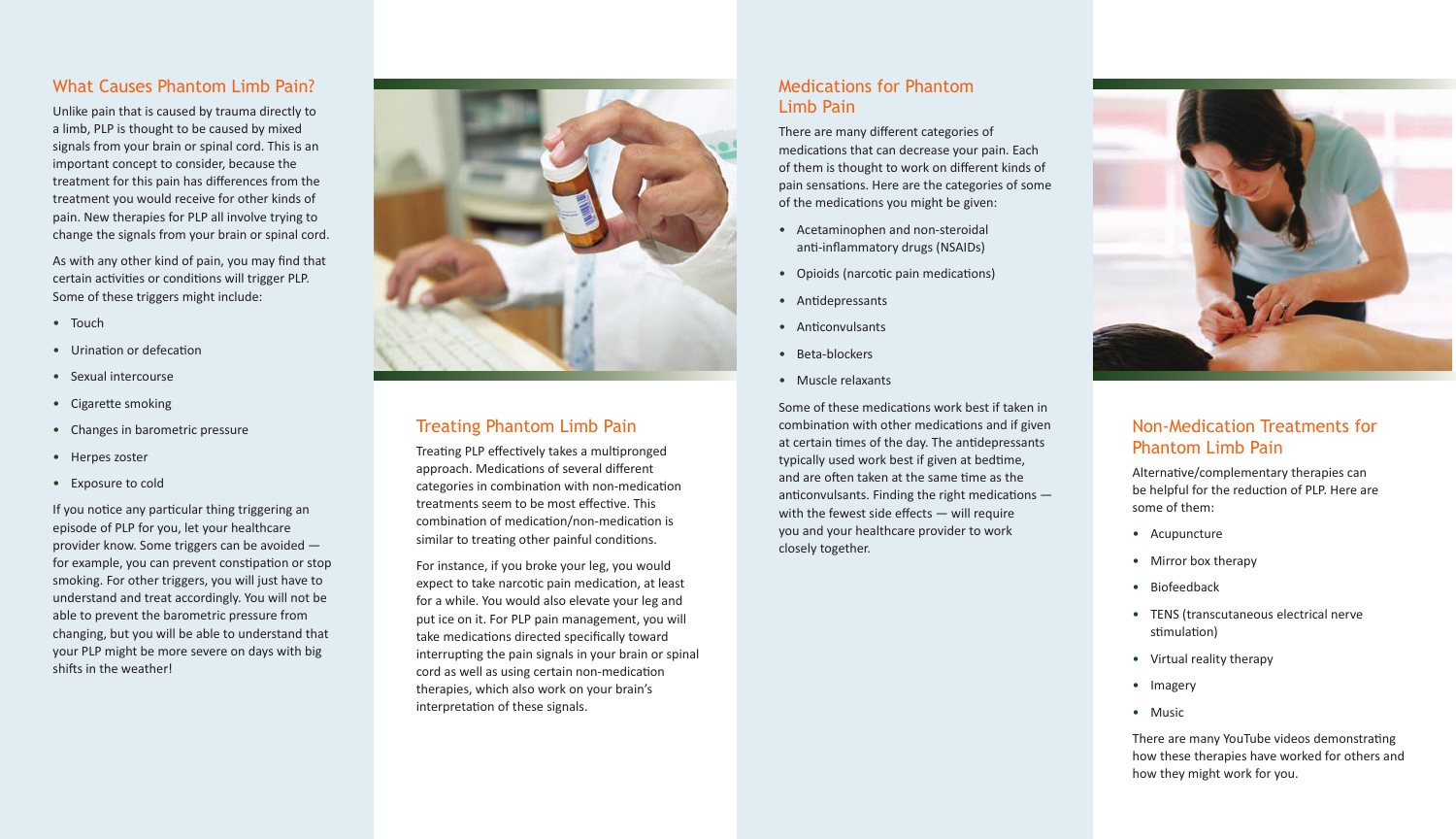## What Causes Phantom Limb Pain?

Unlike pain that is caused by trauma directly to a limb, PLP is thought to be caused by mixed signals from your brain or spinal cord. This is an important concept to consider, because the treatment for this pain has differences from the treatment you would receive for other kinds of pain. New therapies for PLP all involve trying to change the signals from your brain or spinal cord.

As with any other kind of pain, you may find that certain activities or conditions will trigger PLP. Some of these triggers might include:

- Touch
- Urination or defecation
- Sexual intercourse
- Cigarette smoking
- Changes in barometric pressure
- Herpes zoster
- Exposure to cold

If you notice any particular thing triggering an episode of PLP for you, let your healthcare provider know. Some triggers can be avoided — for example, you can prevent constipation or stop smoking. For other triggers, you will just have to understand and treat accordingly. You will not be able to prevent the barometric pressure from changing, but you will be able to understand that your PLP might be more severe on days with big shifts in the weather!

## Treating Phantom Limb Pain

Treating PLP effectively takes a multipronged approach. Medications of several different categories in combination with non-medication treatments seem to be most effective. This combination of medication/non-medication is similar to treating other painful conditions.

For instance, if you broke your leg, you would expect to take narcotic pain medication, at least for a while. You would also elevate your leg and put ice on it. For PLP pain management, you will take medications directed specifically toward interrupting the pain signals in your brain or spinal cord as well as using certain non-medication therapies, which also work on your brain's interpretation of these signals.

## Medications for Phantom Limb Pain

There are many different categories of medications that can decrease your pain. Each of them is thought to work on different kinds of pain sensations. Here are the categories of some of the medications you might be given:

- Acetaminophen and non-steroidal anti-inflammatory drugs (NSAIDs)
- Opioids (narcotic pain medications)
- Antidepressants
- Anticonvulsants
- Beta-blockers
- Muscle relaxants

Some of these medications work best if taken in combination with other medications and if given at certain times of the day. The antidepressants typically used work best if given at bedtime, and are often taken at the same time as the anticonvulsants. Finding the right medications — with the fewest side effects — will require you and your healthcare provider to work closely together.

## Non-Medication Treatments for Phantom Limb Pain

Alternative/complementary therapies can be helpful for the reduction of PLP. Here are some of them:

- Acupuncture
- Mirror box therapy
- Biofeedback
- TENS (transcutaneous electrical nerve stimulation)
- Virtual reality therapy
- Imagery
- Music

There are many YouTube videos demonstrating how these therapies have worked for others and how they might work for you.